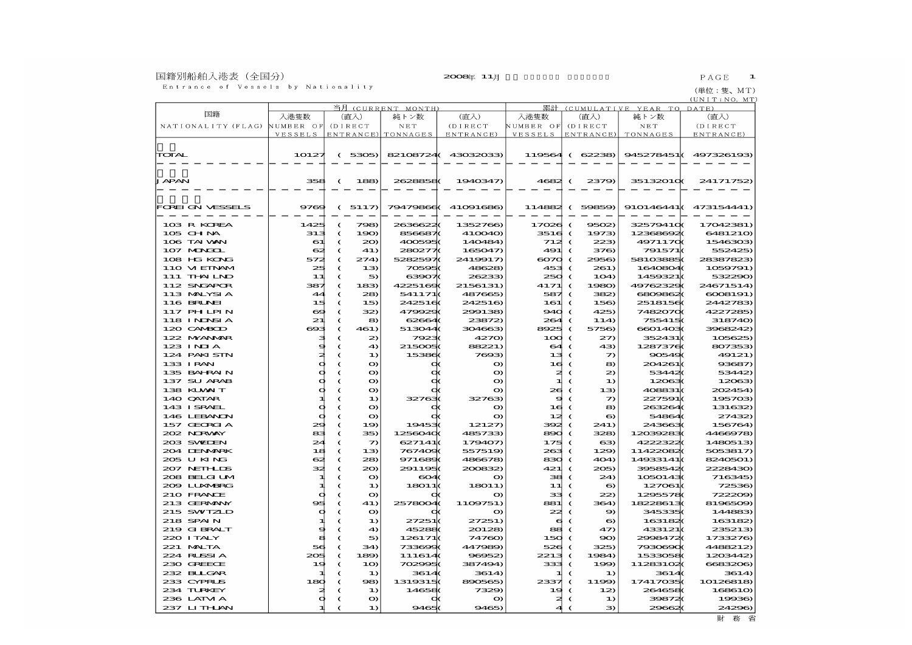# 国籍別船舶入港表（全国分）

Entrance of Vessels by Nationality

2008年 11月

(単位：隻、MT)
(UNIT：NO, MT)

| 国籍 NATIONALITY (FLAG) | 当月 (CURRENT MONTH) 入港隻数 NUMBER OF VESSELS | (直入) (DIRECT ENTRANCE) | 純トン数 NET TONNAGES | (直入) (DIRECT ENTRANCE) | 累計 (CUMULATIVE YEAR TO DATE) 入港隻数 NUMBER OF VESSELS | (直入) (DIRECT ENTRANCE) | 純トン数 NET TONNAGES | (直入) (DIRECT ENTRANCE) |
|---|---|---|---|---|---|---|---|---|
| 総計 TOTAL | 10127 | ( 5305) | 82108724 | ( 43032033) | 119564 | ( 62238) | 945278451 | ( 497326193) |
| 日本 JAPAN | 358 | ( 188) | 2628858 | ( 1940347) | 4682 | ( 2379) | 35132010 | ( 24171752) |
| 外国船 FOREIGN VESSELS | 9769 | ( 5117) | 79479866 | ( 41091686) | 114882 | ( 59859) | 910146441 | ( 473154441) |
| 103 R KOREA | 1425 | ( 798) | 2636622 | ( 1352766) | 17026 | ( 9502) | 32579410 | ( 17042381) |
| 105 CHINA | 313 | ( 190) | 856687 | ( 410040) | 3516 | ( 1973) | 12368692 | ( 6481210) |
| 106 TAIWAN | 61 | ( 20) | 400595 | ( 140484) | 712 | ( 223) | 4971170 | ( 1546303) |
| 107 MONGOL | 62 | ( 41) | 280277 | ( 165047) | 491 | ( 376) | 791571 | ( 552425) |
| 108 HG KONG | 572 | ( 274) | 5282597 | ( 2419917) | 6070 | ( 2956) | 58103885 | ( 28387823) |
| 110 VIETNAM | 25 | ( 13) | 70595 | ( 48628) | 453 | ( 261) | 1640804 | ( 1059791) |
| 111 THAILND | 11 | ( 5) | 63907 | ( 26233) | 250 | ( 104) | 1459321 | ( 532290) |
| 112 SNGAPOR | 387 | ( 183) | 4225169 | ( 2156131) | 4171 | ( 1980) | 49762329 | ( 24671514) |
| 113 MALYSIA | 44 | ( 28) | 541171 | ( 487665) | 587 | ( 382) | 6809862 | ( 6008191) |
| 116 BRUNEI | 15 | ( 15) | 242516 | ( 242516) | 161 | ( 156) | 2518156 | ( 2442783) |
| 117 PHILPIN | 69 | ( 32) | 479929 | ( 299138) | 940 | ( 425) | 7482070 | ( 4227285) |
| 118 INDNSIA | 21 | ( 8) | 62664 | ( 23872) | 264 | ( 114) | 755415 | ( 318740) |
| 120 CAMBOD | 693 | ( 461) | 513044 | ( 304663) | 8925 | ( 5756) | 6601403 | ( 3968242) |
| 122 MYANMAR | 3 | ( 2) | 7923 | ( 4270) | 100 | ( 27) | 352431 | ( 105625) |
| 123 INDIA | 9 | ( 4) | 215005 | ( 88221) | 64 | ( 43) | 1287376 | ( 807353) |
| 124 PAKISTN | 2 | ( 1) | 15386 | ( 7693) | 13 | ( 7) | 90549 | ( 49121) |
| 133 IRAN | 0 | ( 0) | 0 | ( 0) | 16 | ( 8) | 204261 | ( 93687) |
| 135 BAHRAIN | 0 | ( 0) | 0 | ( 0) | 2 | ( 2) | 53442 | ( 53442) |
| 137 SU ARAB | 0 | ( 0) | 0 | ( 0) | 1 | ( 1) | 12063 | ( 12063) |
| 138 KUWAIT | 0 | ( 0) | 0 | ( 0) | 26 | ( 13) | 408831 | ( 202454) |
| 140 QATAR | 1 | ( 1) | 32763 | ( 32763) | 9 | ( 7) | 227591 | ( 195703) |
| 143 ISRAEL | 0 | ( 0) | 0 | ( 0) | 16 | ( 8) | 263264 | ( 131632) |
| 146 LEBANON | 0 | ( 0) | 0 | ( 0) | 12 | ( 6) | 54864 | ( 27432) |
| 157 GEORGIA | 29 | ( 19) | 19453 | ( 12127) | 392 | ( 241) | 243663 | ( 156764) |
| 202 NORWAY | 83 | ( 35) | 1256040 | ( 485733) | 890 | ( 328) | 12039283 | ( 4466978) |
| 203 SWEDEN | 24 | ( 7) | 627141 | ( 179407) | 175 | ( 63) | 4222322 | ( 1480513) |
| 204 DENMARK | 18 | ( 13) | 767409 | ( 557519) | 263 | ( 129) | 11422082 | ( 5053817) |
| 205 U KING | 62 | ( 28) | 971689 | ( 486678) | 830 | ( 404) | 14933141 | ( 8240501) |
| 207 NETHLDS | 32 | ( 20) | 291195 | ( 200832) | 421 | ( 205) | 3958542 | ( 2228430) |
| 208 BELGIUM | 1 | ( 0) | 604 | ( 0) | 38 | ( 24) | 1050143 | ( 716345) |
| 209 LUXMBRG | 1 | ( 1) | 18011 | ( 18011) | 11 | ( 6) | 127061 | ( 72536) |
| 210 FRANCE | 0 | ( 0) | 0 | ( 0) | 33 | ( 22) | 1295578 | ( 722209) |
| 213 GERMANY | 95 | ( 41) | 2578004 | ( 1109751) | 881 | ( 364) | 18228613 | ( 8196509) |
| 215 SWITZLD | 0 | ( 0) | 0 | ( 0) | 22 | ( 9) | 345335 | ( 144883) |
| 218 SPAIN | 1 | ( 1) | 27251 | ( 27251) | 6 | ( 6) | 163182 | ( 163182) |
| 219 GIBRALT | 9 | ( 4) | 45288 | ( 20128) | 88 | ( 47) | 433121 | ( 235213) |
| 220 ITALY | 8 | ( 5) | 126171 | ( 74760) | 150 | ( 90) | 2998472 | ( 1733276) |
| 221 MALTA | 56 | ( 34) | 733699 | ( 447989) | 526 | ( 325) | 7930690 | ( 4488212) |
| 224 RUSSIA | 205 | ( 189) | 111614 | ( 96952) | 2213 | ( 1984) | 1533058 | ( 1203442) |
| 230 GREECE | 19 | ( 10) | 702995 | ( 387494) | 333 | ( 199) | 11283102 | ( 6683206) |
| 232 BULGAR | 1 | ( 1) | 3614 | ( 3614) | 1 | ( 1) | 3614 | ( 3614) |
| 233 CYPRUS | 180 | ( 98) | 1319315 | ( 890565) | 2337 | ( 1199) | 17417035 | ( 10126818) |
| 234 TURKEY | 2 | ( 1) | 14658 | ( 7329) | 19 | ( 12) | 264658 | ( 168610) |
| 236 LATVIA | 0 | ( 0) | 0 | ( 0) | 2 | ( 1) | 39872 | ( 19936) |
| 237 LITHUAN | 1 | ( 1) | 9465 | ( 9465) | 4 | ( 3) | 29662 | ( 24296) |

財務省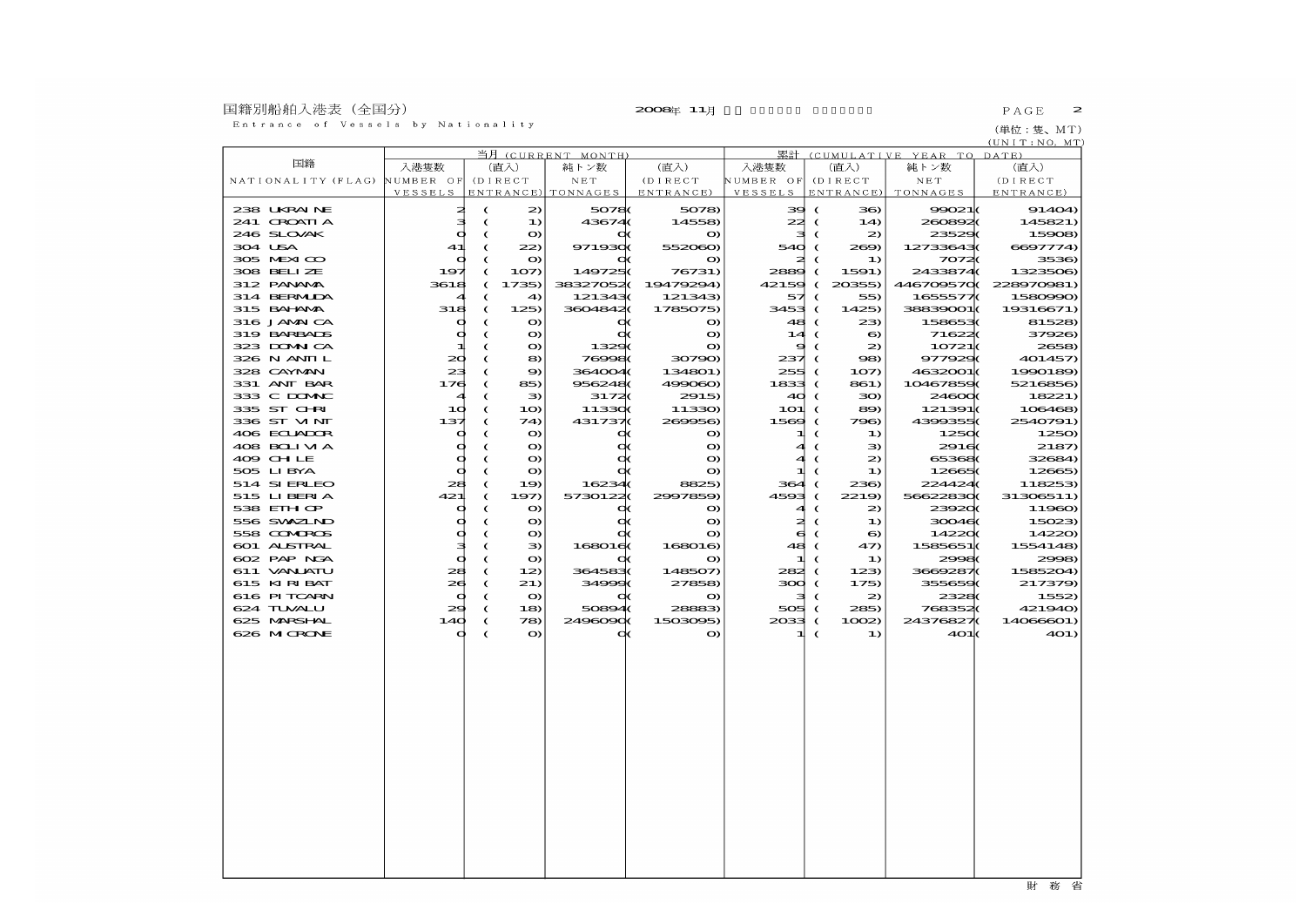# 国籍別船舶入港表（全国分）

Entrance of Vessels by Nationality

2008年 11月

(単位：隻、MT)
(UNIT：NO, MT)

| 国籍 NATIONALITY (FLAG) | 当月 (CURRENT MONTH) 入港隻数 NUMBER OF VESSELS | (直入) (DIRECT ENTRANCE) | 純トン数 NET TONNAGES | (直入) (DIRECT ENTRANCE) | 累計 (CUMULATIVE YEAR TO DATE) 入港隻数 NUMBER OF VESSELS | (直入) (DIRECT ENTRANCE) | 純トン数 NET TONNAGES | (直入) (DIRECT ENTRANCE) |
|---|---|---|---|---|---|---|---|---|
| 238 UKRAINE | 2 | ( 2) | 5078 | ( 5078) | 39 | ( 36) | 99021 | ( 91404) |
| 241 CROATIA | 3 | ( 1) | 43674 | ( 14558) | 22 | ( 14) | 260892 | ( 145821) |
| 246 SLOVAK | 0 | ( 0) | 0 | ( 0) | 3 | ( 2) | 23529 | ( 15908) |
| 304 USA | 41 | ( 22) | 971930 | ( 552060) | 540 | ( 269) | 12733643 | ( 6697774) |
| 305 MEXICO | 0 | ( 0) | 0 | ( 0) | 2 | ( 1) | 7072 | ( 3536) |
| 308 BELIZE | 197 | ( 107) | 149725 | ( 76731) | 2889 | ( 1591) | 2433874 | ( 1323506) |
| 312 PANAMA | 3618 | ( 1735) | 38327052 | ( 19479294) | 42159 | ( 20355) | 446709570 | ( 228970981) |
| 314 BERMUDA | 4 | ( 4) | 121343 | ( 121343) | 57 | ( 55) | 1655577 | ( 1580990) |
| 315 BAHAMA | 318 | ( 125) | 3604842 | ( 1785075) | 3453 | ( 1425) | 38839001 | ( 19316671) |
| 316 JAMAICA | 0 | ( 0) | 0 | ( 0) | 48 | ( 23) | 158653 | ( 81528) |
| 319 BARBADS | 0 | ( 0) | 0 | ( 0) | 14 | ( 6) | 71622 | ( 37926) |
| 323 DOMNICA | 1 | ( 0) | 1329 | ( 0) | 9 | ( 2) | 10721 | ( 2658) |
| 326 N ANTIL | 20 | ( 8) | 76998 | ( 30790) | 237 | ( 98) | 977929 | ( 401457) |
| 328 CAYMAN | 23 | ( 9) | 364004 | ( 134801) | 255 | ( 107) | 4632001 | ( 1990189) |
| 331 ANT BAR | 176 | ( 85) | 956248 | ( 499060) | 1833 | ( 861) | 10467859 | ( 5216856) |
| 333 C DOMNC | 4 | ( 3) | 3172 | ( 2915) | 40 | ( 30) | 24600 | ( 18221) |
| 335 ST CHRI | 10 | ( 10) | 11330 | ( 11330) | 101 | ( 89) | 121391 | ( 106468) |
| 336 ST VINT | 137 | ( 74) | 431737 | ( 269956) | 1569 | ( 796) | 4399355 | ( 2540791) |
| 406 ECUADOR | 0 | ( 0) | 0 | ( 0) | 1 | ( 1) | 1250 | ( 1250) |
| 408 BOLIVIA | 0 | ( 0) | 0 | ( 0) | 4 | ( 3) | 2916 | ( 2187) |
| 409 CHILE | 0 | ( 0) | 0 | ( 0) | 4 | ( 2) | 65368 | ( 32684) |
| 505 LIBYA | 0 | ( 0) | 0 | ( 0) | 1 | ( 1) | 12665 | ( 12665) |
| 514 SIERLEO | 28 | ( 19) | 16234 | ( 8825) | 364 | ( 236) | 224424 | ( 118253) |
| 515 LIBERIA | 421 | ( 197) | 5730122 | ( 2997859) | 4593 | ( 2219) | 56622830 | ( 31306511) |
| 538 ETHIOP | 0 | ( 0) | 0 | ( 0) | 4 | ( 2) | 23920 | ( 11960) |
| 556 SWAZLND | 0 | ( 0) | 0 | ( 0) | 2 | ( 1) | 30046 | ( 15023) |
| 558 COMOROS | 0 | ( 0) | 0 | ( 0) | 6 | ( 6) | 14220 | ( 14220) |
| 601 AUSTRAL | 3 | ( 3) | 168016 | ( 168016) | 48 | ( 47) | 1585651 | ( 1554148) |
| 602 PAP NGA | 0 | ( 0) | 0 | ( 0) | 1 | ( 1) | 2998 | ( 2998) |
| 611 VANUATU | 28 | ( 12) | 364583 | ( 148507) | 282 | ( 123) | 3669287 | ( 1585204) |
| 615 KIRIBAT | 26 | ( 21) | 34999 | ( 27858) | 300 | ( 175) | 355659 | ( 217379) |
| 616 PITCARN | 0 | ( 0) | 0 | ( 0) | 3 | ( 2) | 2328 | ( 1552) |
| 624 TUVALU | 29 | ( 18) | 50894 | ( 28883) | 505 | ( 285) | 768352 | ( 421940) |
| 625 MARSHAL | 140 | ( 78) | 2496090 | ( 1503095) | 2033 | ( 1002) | 24376827 | ( 14066601) |
| 626 MICRONE | 0 | ( 0) | 0 | ( 0) | 1 | ( 1) | 401 | ( 401) |

財務省